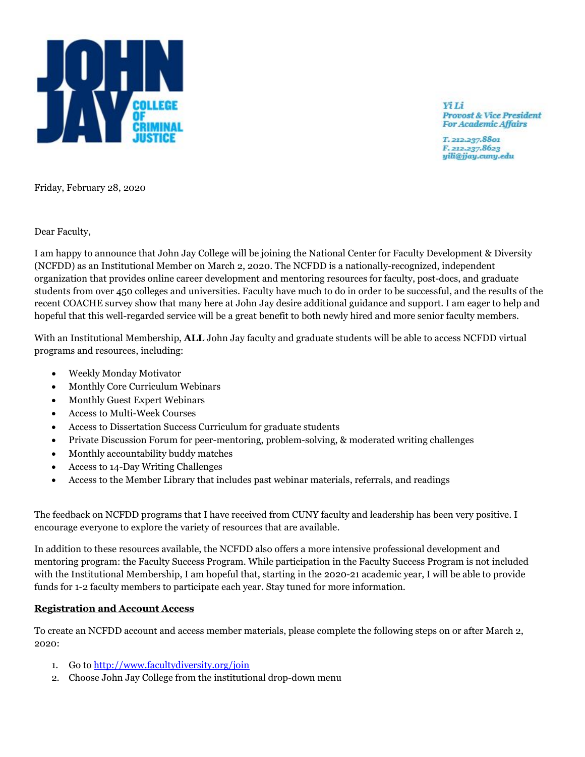JOHN JAY COLLEGE OF CRIMINAL JUSTICE

*Yi Li*
*Provost & Vice President For Academic Affairs*

*T. 212.237.8801*
*F. 212.237.8623*
*yili@jjay.cuny.edu*

Friday, February 28, 2020

Dear Faculty,

I am happy to announce that John Jay College will be joining the National Center for Faculty Development & Diversity (NCFDD) as an Institutional Member on March 2, 2020. The NCFDD is a nationally-recognized, independent organization that provides online career development and mentoring resources for faculty, post-docs, and graduate students from over 450 colleges and universities. Faculty have much to do in order to be successful, and the results of the recent COACHE survey show that many here at John Jay desire additional guidance and support. I am eager to help and hopeful that this well-regarded service will be a great benefit to both newly hired and more senior faculty members.

With an Institutional Membership, **ALL** John Jay faculty and graduate students will be able to access NCFDD virtual programs and resources, including:

- Weekly Monday Motivator
- Monthly Core Curriculum Webinars
- Monthly Guest Expert Webinars
- Access to Multi-Week Courses
- Access to Dissertation Success Curriculum for graduate students
- Private Discussion Forum for peer-mentoring, problem-solving, & moderated writing challenges
- Monthly accountability buddy matches
- Access to 14-Day Writing Challenges
- Access to the Member Library that includes past webinar materials, referrals, and readings

The feedback on NCFDD programs that I have received from CUNY faculty and leadership has been very positive. I encourage everyone to explore the variety of resources that are available.

In addition to these resources available, the NCFDD also offers a more intensive professional development and mentoring program: the Faculty Success Program. While participation in the Faculty Success Program is not included with the Institutional Membership, I am hopeful that, starting in the 2020-21 academic year, I will be able to provide funds for 1-2 faculty members to participate each year. Stay tuned for more information.

**Registration and Account Access**

To create an NCFDD account and access member materials, please complete the following steps on or after March 2, 2020:

1. Go to http://www.facultydiversity.org/join
2. Choose John Jay College from the institutional drop-down menu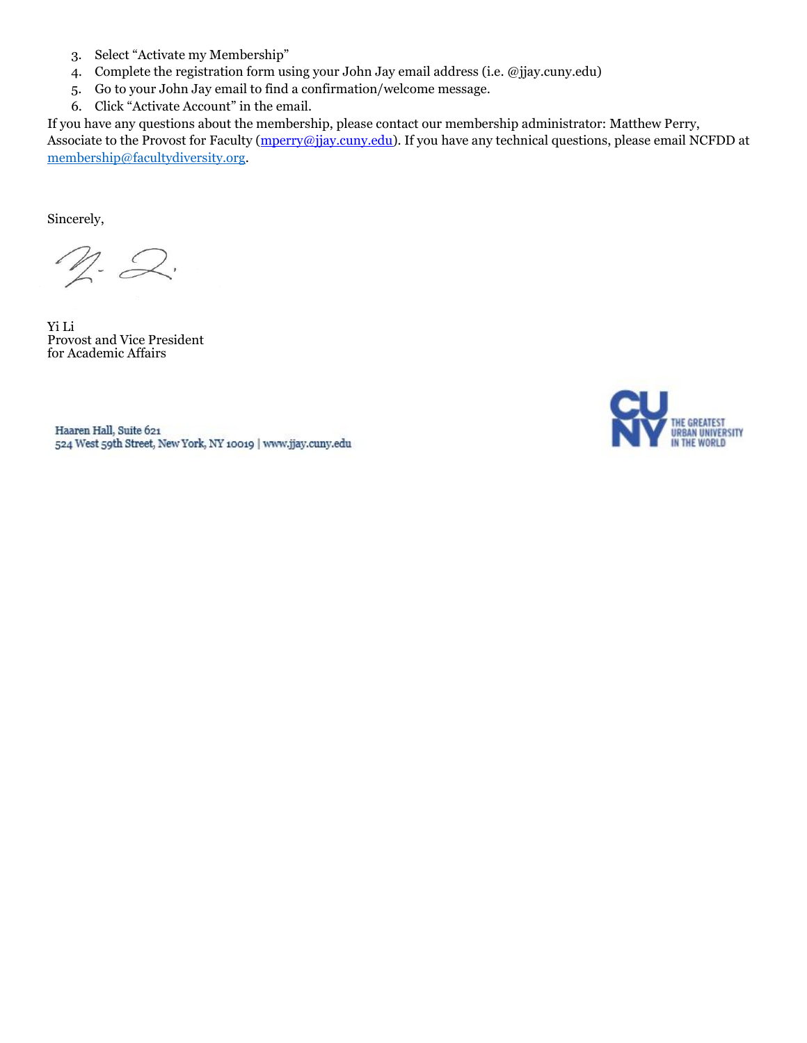3. Select "Activate my Membership"
4. Complete the registration form using your John Jay email address (i.e. @jjay.cuny.edu)
5. Go to your John Jay email to find a confirmation/welcome message.
6. Click "Activate Account" in the email.

If you have any questions about the membership, please contact our membership administrator: Matthew Perry, Associate to the Provost for Faculty (mperry@jjay.cuny.edu). If you have any technical questions, please email NCFDD at membership@facultydiversity.org.

Sincerely,

Yi Li
Provost and Vice President
for Academic Affairs

Haaren Hall, Suite 621
524 West 59th Street, New York, NY 10019 | www.jjay.cuny.edu

CUNY THE GREATEST URBAN UNIVERSITY IN THE WORLD